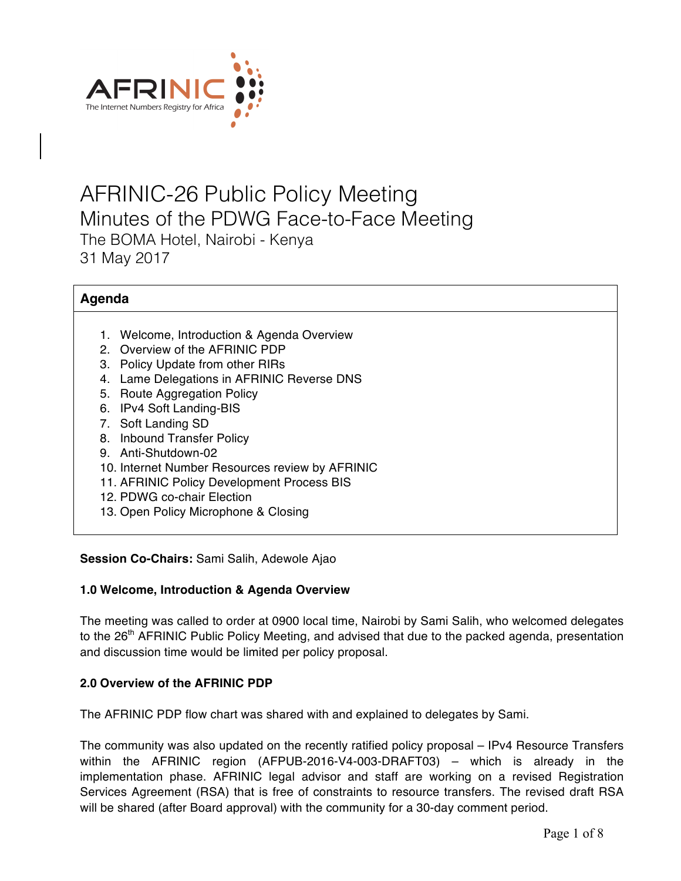AFRINIC
The Internet Numbers Registry for Africa

# AFRINIC-26 Public Policy Meeting

## Minutes of the PDWG Face-to-Face Meeting

The BOMA Hotel, Nairobi - Kenya

31 May 2017

| **Agenda** |
| --- |
| 1. Welcome, Introduction & Agenda Overview<br>2. Overview of the AFRINIC PDP<br>3. Policy Update from other RIRs<br>4. Lame Delegations in AFRINIC Reverse DNS<br>5. Route Aggregation Policy<br>6. IPv4 Soft Landing-BIS<br>7. Soft Landing SD<br>8. Inbound Transfer Policy<br>9. Anti-Shutdown-02<br>10. Internet Number Resources review by AFRINIC<br>11. AFRINIC Policy Development Process BIS<br>12. PDWG co-chair Election<br>13. Open Policy Microphone & Closing |

**Session Co-Chairs:** Sami Salih, Adewole Ajao

**1.0 Welcome, Introduction & Agenda Overview**

The meeting was called to order at 0900 local time, Nairobi by Sami Salih, who welcomed delegates to the 26th AFRINIC Public Policy Meeting, and advised that due to the packed agenda, presentation and discussion time would be limited per policy proposal.

**2.0 Overview of the AFRINIC PDP**

The AFRINIC PDP flow chart was shared with and explained to delegates by Sami.

The community was also updated on the recently ratified policy proposal – IPv4 Resource Transfers within the AFRINIC region (AFPUB-2016-V4-003-DRAFT03) – which is already in the implementation phase. AFRINIC legal advisor and staff are working on a revised Registration Services Agreement (RSA) that is free of constraints to resource transfers. The revised draft RSA will be shared (after Board approval) with the community for a 30-day comment period.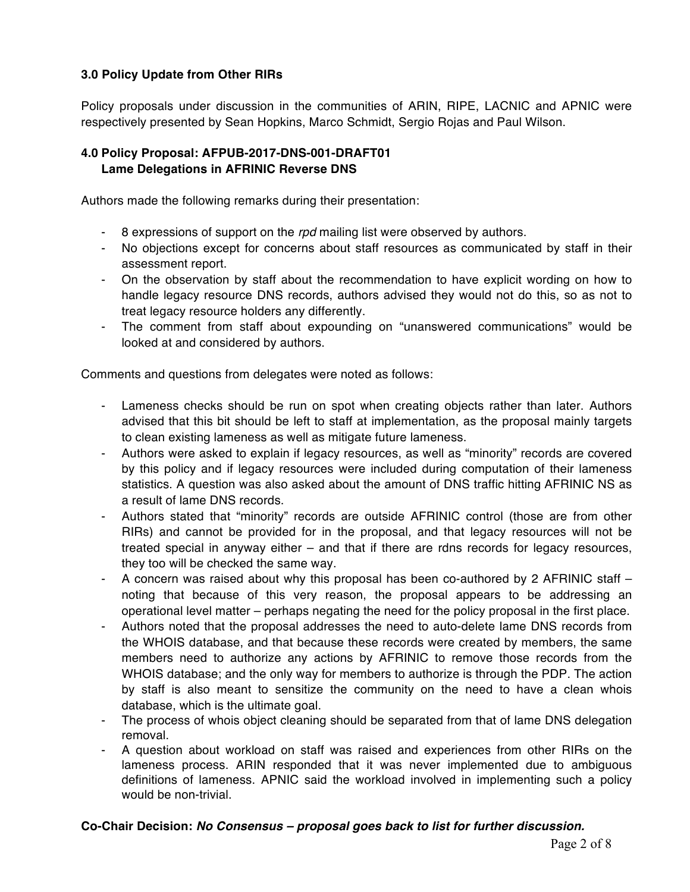### 3.0 Policy Update from Other RIRs

Policy proposals under discussion in the communities of ARIN, RIPE, LACNIC and APNIC were respectively presented by Sean Hopkins, Marco Schmidt, Sergio Rojas and Paul Wilson.

### 4.0 Policy Proposal: AFPUB-2017-DNS-001-DRAFT01 Lame Delegations in AFRINIC Reverse DNS

Authors made the following remarks during their presentation:

- 8 expressions of support on the *rpd* mailing list were observed by authors.
- No objections except for concerns about staff resources as communicated by staff in their assessment report.
- On the observation by staff about the recommendation to have explicit wording on how to handle legacy resource DNS records, authors advised they would not do this, so as not to treat legacy resource holders any differently.
- The comment from staff about expounding on "unanswered communications" would be looked at and considered by authors.

Comments and questions from delegates were noted as follows:

- Lameness checks should be run on spot when creating objects rather than later. Authors advised that this bit should be left to staff at implementation, as the proposal mainly targets to clean existing lameness as well as mitigate future lameness.
- Authors were asked to explain if legacy resources, as well as "minority" records are covered by this policy and if legacy resources were included during computation of their lameness statistics. A question was also asked about the amount of DNS traffic hitting AFRINIC NS as a result of lame DNS records.
- Authors stated that "minority" records are outside AFRINIC control (those are from other RIRs) and cannot be provided for in the proposal, and that legacy resources will not be treated special in anyway either – and that if there are rdns records for legacy resources, they too will be checked the same way.
- A concern was raised about why this proposal has been co-authored by 2 AFRINIC staff – noting that because of this very reason, the proposal appears to be addressing an operational level matter – perhaps negating the need for the policy proposal in the first place.
- Authors noted that the proposal addresses the need to auto-delete lame DNS records from the WHOIS database, and that because these records were created by members, the same members need to authorize any actions by AFRINIC to remove those records from the WHOIS database; and the only way for members to authorize is through the PDP. The action by staff is also meant to sensitize the community on the need to have a clean whois database, which is the ultimate goal.
- The process of whois object cleaning should be separated from that of lame DNS delegation removal.
- A question about workload on staff was raised and experiences from other RIRs on the lameness process. ARIN responded that it was never implemented due to ambiguous definitions of lameness. APNIC said the workload involved in implementing such a policy would be non-trivial.

**Co-Chair Decision:** ***No Consensus – proposal goes back to list for further discussion.***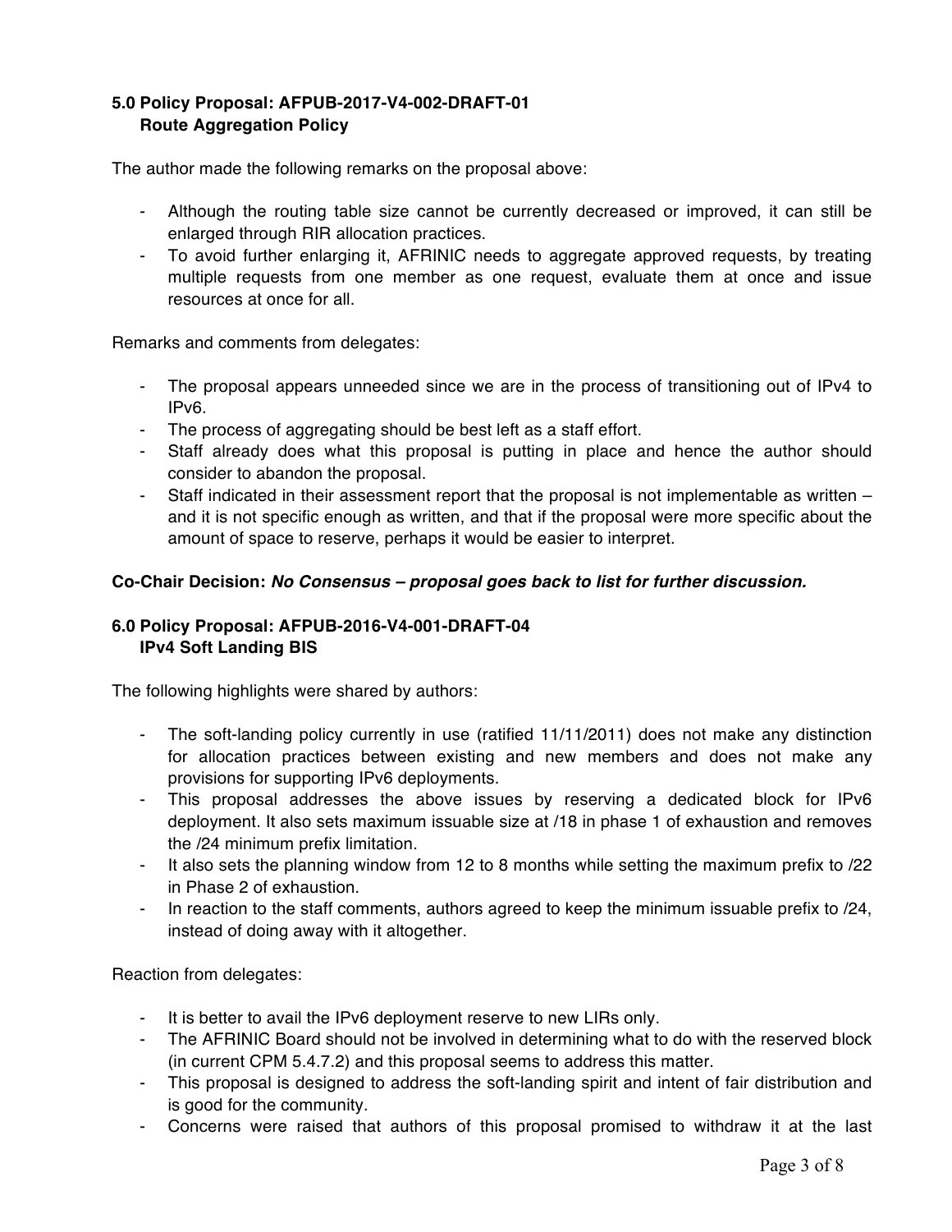### 5.0 Policy Proposal: AFPUB-2017-V4-002-DRAFT-01 Route Aggregation Policy

The author made the following remarks on the proposal above:

- Although the routing table size cannot be currently decreased or improved, it can still be enlarged through RIR allocation practices.
- To avoid further enlarging it, AFRINIC needs to aggregate approved requests, by treating multiple requests from one member as one request, evaluate them at once and issue resources at once for all.

Remarks and comments from delegates:

- The proposal appears unneeded since we are in the process of transitioning out of IPv4 to IPv6.
- The process of aggregating should be best left as a staff effort.
- Staff already does what this proposal is putting in place and hence the author should consider to abandon the proposal.
- Staff indicated in their assessment report that the proposal is not implementable as written – and it is not specific enough as written, and that if the proposal were more specific about the amount of space to reserve, perhaps it would be easier to interpret.

**Co-Chair Decision:** ***No Consensus – proposal goes back to list for further discussion.***

### 6.0 Policy Proposal: AFPUB-2016-V4-001-DRAFT-04 IPv4 Soft Landing BIS

The following highlights were shared by authors:

- The soft-landing policy currently in use (ratified 11/11/2011) does not make any distinction for allocation practices between existing and new members and does not make any provisions for supporting IPv6 deployments.
- This proposal addresses the above issues by reserving a dedicated block for IPv6 deployment. It also sets maximum issuable size at /18 in phase 1 of exhaustion and removes the /24 minimum prefix limitation.
- It also sets the planning window from 12 to 8 months while setting the maximum prefix to /22 in Phase 2 of exhaustion.
- In reaction to the staff comments, authors agreed to keep the minimum issuable prefix to /24, instead of doing away with it altogether.

Reaction from delegates:

- It is better to avail the IPv6 deployment reserve to new LIRs only.
- The AFRINIC Board should not be involved in determining what to do with the reserved block (in current CPM 5.4.7.2) and this proposal seems to address this matter.
- This proposal is designed to address the soft-landing spirit and intent of fair distribution and is good for the community.
- Concerns were raised that authors of this proposal promised to withdraw it at the last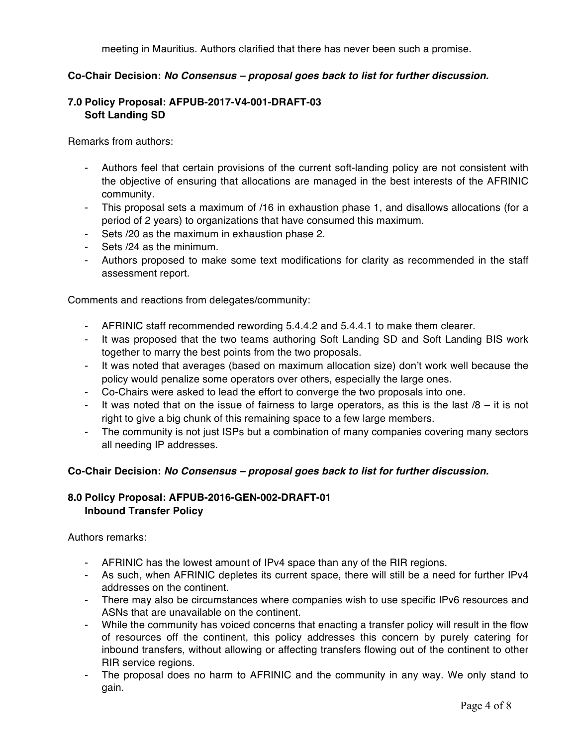meeting in Mauritius. Authors clarified that there has never been such a promise.

**Co-Chair Decision:** ***No Consensus – proposal goes back to list for further discussion.***

### 7.0 Policy Proposal: AFPUB-2017-V4-001-DRAFT-03 Soft Landing SD

Remarks from authors:

- Authors feel that certain provisions of the current soft-landing policy are not consistent with the objective of ensuring that allocations are managed in the best interests of the AFRINIC community.
- This proposal sets a maximum of /16 in exhaustion phase 1, and disallows allocations (for a period of 2 years) to organizations that have consumed this maximum.
- Sets /20 as the maximum in exhaustion phase 2.
- Sets /24 as the minimum.
- Authors proposed to make some text modifications for clarity as recommended in the staff assessment report.

Comments and reactions from delegates/community:

- AFRINIC staff recommended rewording 5.4.4.2 and 5.4.4.1 to make them clearer.
- It was proposed that the two teams authoring Soft Landing SD and Soft Landing BIS work together to marry the best points from the two proposals.
- It was noted that averages (based on maximum allocation size) don't work well because the policy would penalize some operators over others, especially the large ones.
- Co-Chairs were asked to lead the effort to converge the two proposals into one.
- It was noted that on the issue of fairness to large operators, as this is the last /8 – it is not right to give a big chunk of this remaining space to a few large members.
- The community is not just ISPs but a combination of many companies covering many sectors all needing IP addresses.

**Co-Chair Decision:** ***No Consensus – proposal goes back to list for further discussion.***

### 8.0 Policy Proposal: AFPUB-2016-GEN-002-DRAFT-01 Inbound Transfer Policy

Authors remarks:

- AFRINIC has the lowest amount of IPv4 space than any of the RIR regions.
- As such, when AFRINIC depletes its current space, there will still be a need for further IPv4 addresses on the continent.
- There may also be circumstances where companies wish to use specific IPv6 resources and ASNs that are unavailable on the continent.
- While the community has voiced concerns that enacting a transfer policy will result in the flow of resources off the continent, this policy addresses this concern by purely catering for inbound transfers, without allowing or affecting transfers flowing out of the continent to other RIR service regions.
- The proposal does no harm to AFRINIC and the community in any way. We only stand to gain.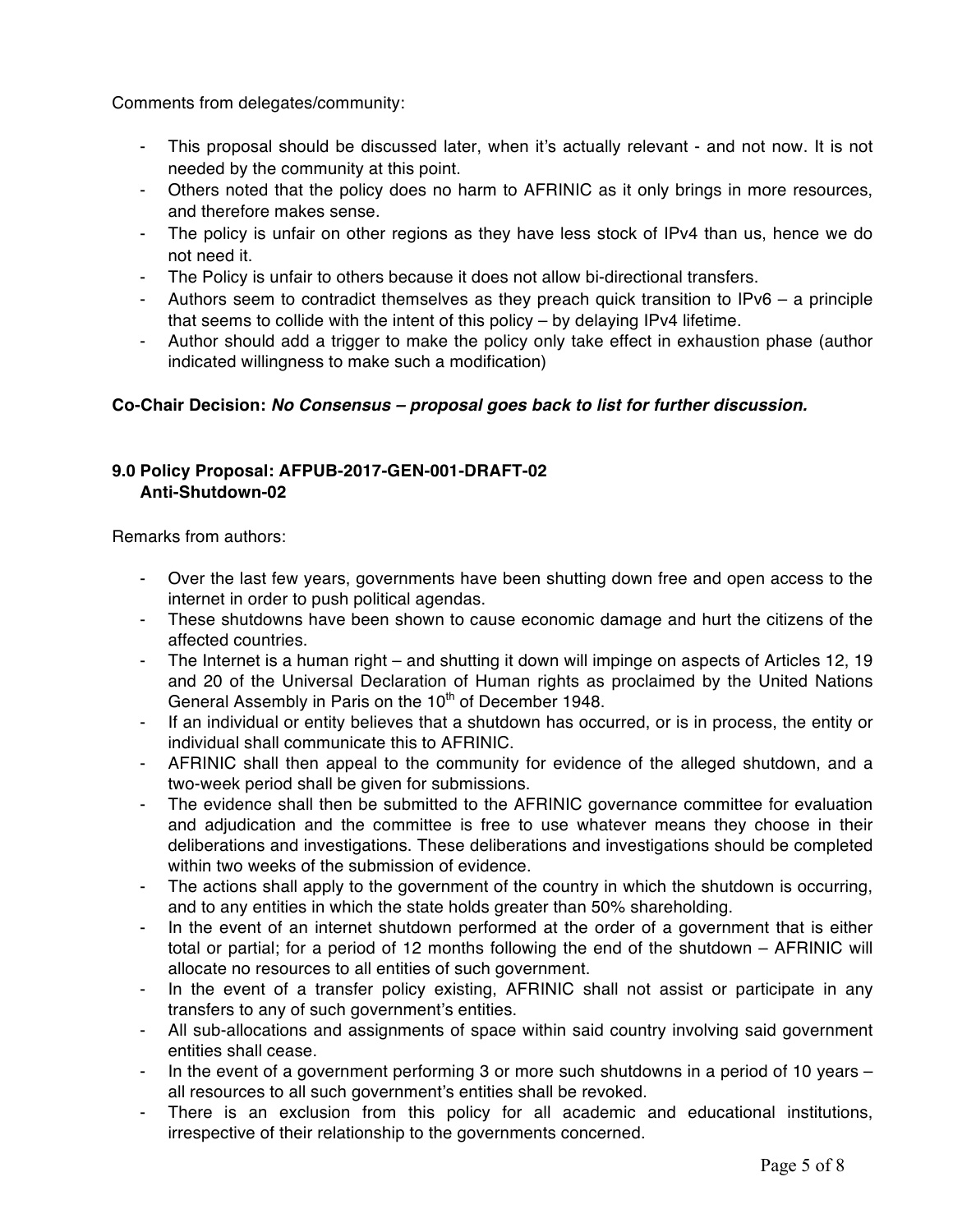Comments from delegates/community:

- This proposal should be discussed later, when it's actually relevant - and not now. It is not needed by the community at this point.
- Others noted that the policy does no harm to AFRINIC as it only brings in more resources, and therefore makes sense.
- The policy is unfair on other regions as they have less stock of IPv4 than us, hence we do not need it.
- The Policy is unfair to others because it does not allow bi-directional transfers.
- Authors seem to contradict themselves as they preach quick transition to IPv6 – a principle that seems to collide with the intent of this policy – by delaying IPv4 lifetime.
- Author should add a trigger to make the policy only take effect in exhaustion phase (author indicated willingness to make such a modification)

**Co-Chair Decision:** ***No Consensus – proposal goes back to list for further discussion.***

### 9.0 Policy Proposal: AFPUB-2017-GEN-001-DRAFT-02 Anti-Shutdown-02

Remarks from authors:

- Over the last few years, governments have been shutting down free and open access to the internet in order to push political agendas.
- These shutdowns have been shown to cause economic damage and hurt the citizens of the affected countries.
- The Internet is a human right – and shutting it down will impinge on aspects of Articles 12, 19 and 20 of the Universal Declaration of Human rights as proclaimed by the United Nations General Assembly in Paris on the 10th of December 1948.
- If an individual or entity believes that a shutdown has occurred, or is in process, the entity or individual shall communicate this to AFRINIC.
- AFRINIC shall then appeal to the community for evidence of the alleged shutdown, and a two-week period shall be given for submissions.
- The evidence shall then be submitted to the AFRINIC governance committee for evaluation and adjudication and the committee is free to use whatever means they choose in their deliberations and investigations. These deliberations and investigations should be completed within two weeks of the submission of evidence.
- The actions shall apply to the government of the country in which the shutdown is occurring, and to any entities in which the state holds greater than 50% shareholding.
- In the event of an internet shutdown performed at the order of a government that is either total or partial; for a period of 12 months following the end of the shutdown – AFRINIC will allocate no resources to all entities of such government.
- In the event of a transfer policy existing, AFRINIC shall not assist or participate in any transfers to any of such government's entities.
- All sub-allocations and assignments of space within said country involving said government entities shall cease.
- In the event of a government performing 3 or more such shutdowns in a period of 10 years – all resources to all such government's entities shall be revoked.
- There is an exclusion from this policy for all academic and educational institutions, irrespective of their relationship to the governments concerned.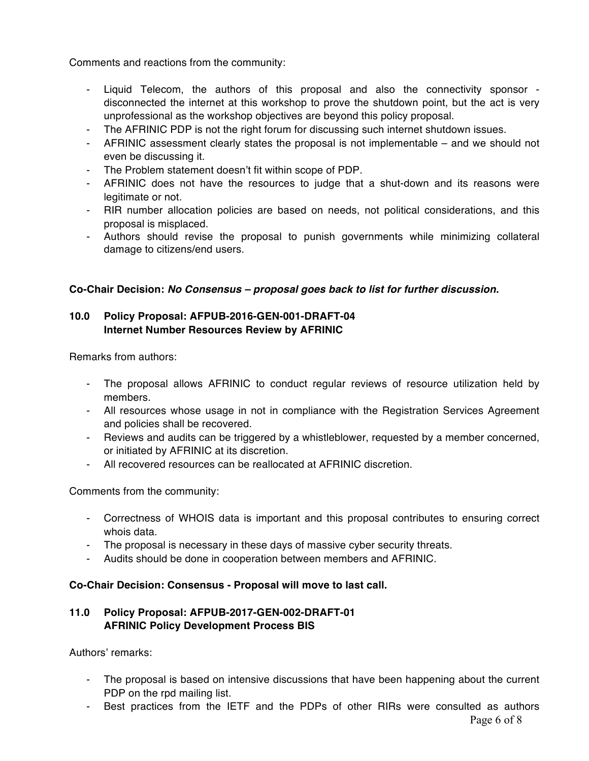Comments and reactions from the community:

- Liquid Telecom, the authors of this proposal and also the connectivity sponsor - disconnected the internet at this workshop to prove the shutdown point, but the act is very unprofessional as the workshop objectives are beyond this policy proposal.
- The AFRINIC PDP is not the right forum for discussing such internet shutdown issues.
- AFRINIC assessment clearly states the proposal is not implementable – and we should not even be discussing it.
- The Problem statement doesn't fit within scope of PDP.
- AFRINIC does not have the resources to judge that a shut-down and its reasons were legitimate or not.
- RIR number allocation policies are based on needs, not political considerations, and this proposal is misplaced.
- Authors should revise the proposal to punish governments while minimizing collateral damage to citizens/end users.

**Co-Chair Decision: *No Consensus – proposal goes back to list for further discussion.***

## 10.0 Policy Proposal: AFPUB-2016-GEN-001-DRAFT-04 Internet Number Resources Review by AFRINIC

Remarks from authors:

- The proposal allows AFRINIC to conduct regular reviews of resource utilization held by members.
- All resources whose usage in not in compliance with the Registration Services Agreement and policies shall be recovered.
- Reviews and audits can be triggered by a whistleblower, requested by a member concerned, or initiated by AFRINIC at its discretion.
- All recovered resources can be reallocated at AFRINIC discretion.

Comments from the community:

- Correctness of WHOIS data is important and this proposal contributes to ensuring correct whois data.
- The proposal is necessary in these days of massive cyber security threats.
- Audits should be done in cooperation between members and AFRINIC.

**Co-Chair Decision: Consensus - Proposal will move to last call.**

## 11.0 Policy Proposal: AFPUB-2017-GEN-002-DRAFT-01 AFRINIC Policy Development Process BIS

Authors' remarks:

- The proposal is based on intensive discussions that have been happening about the current PDP on the rpd mailing list.
- Best practices from the IETF and the PDPs of other RIRs were consulted as authors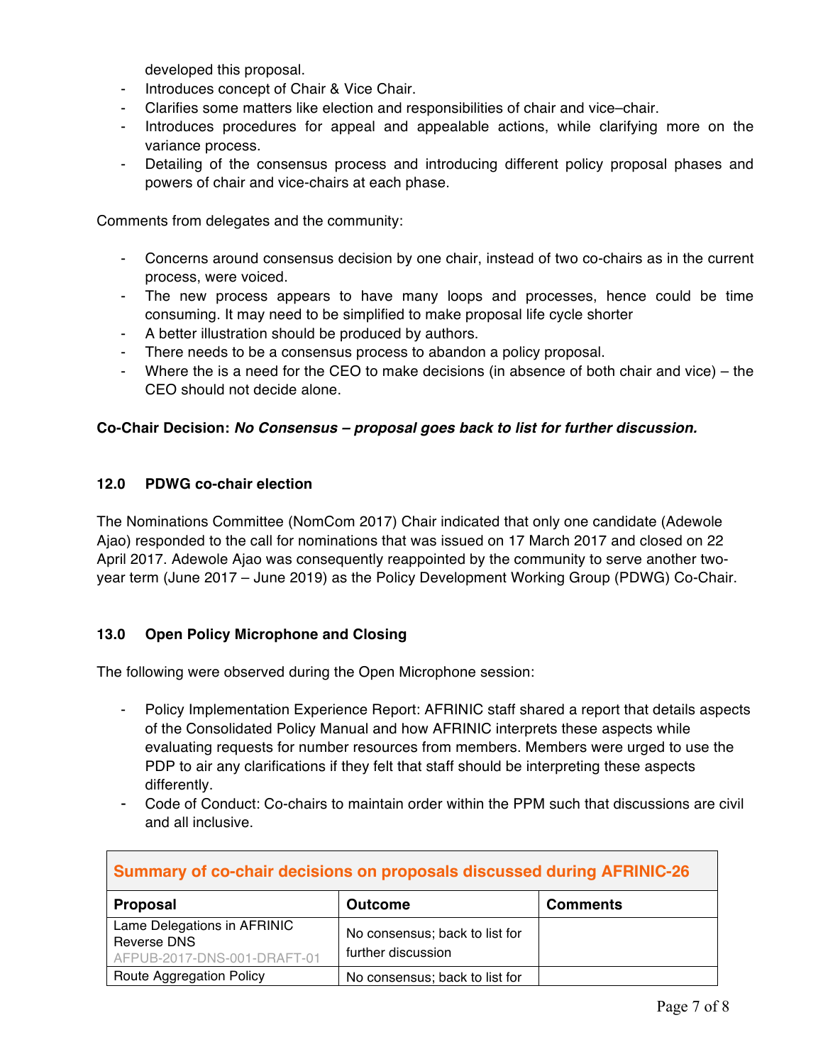developed this proposal.
- Introduces concept of Chair & Vice Chair.
- Clarifies some matters like election and responsibilities of chair and vice–chair.
- Introduces procedures for appeal and appealable actions, while clarifying more on the variance process.
- Detailing of the consensus process and introducing different policy proposal phases and powers of chair and vice-chairs at each phase.

Comments from delegates and the community:

- Concerns around consensus decision by one chair, instead of two co-chairs as in the current process, were voiced.
- The new process appears to have many loops and processes, hence could be time consuming. It may need to be simplified to make proposal life cycle shorter
- A better illustration should be produced by authors.
- There needs to be a consensus process to abandon a policy proposal.
- Where the is a need for the CEO to make decisions (in absence of both chair and vice) – the CEO should not decide alone.

**Co-Chair Decision: *No Consensus – proposal goes back to list for further discussion.***

## 12.0 PDWG co-chair election

The Nominations Committee (NomCom 2017) Chair indicated that only one candidate (Adewole Ajao) responded to the call for nominations that was issued on 17 March 2017 and closed on 22 April 2017. Adewole Ajao was consequently reappointed by the community to serve another two-year term (June 2017 – June 2019) as the Policy Development Working Group (PDWG) Co-Chair.

## 13.0 Open Policy Microphone and Closing

The following were observed during the Open Microphone session:

- Policy Implementation Experience Report: AFRINIC staff shared a report that details aspects of the Consolidated Policy Manual and how AFRINIC interprets these aspects while evaluating requests for number resources from members. Members were urged to use the PDP to air any clarifications if they felt that staff should be interpreting these aspects differently.
- Code of Conduct: Co-chairs to maintain order within the PPM such that discussions are civil and all inclusive.

**Summary of co-chair decisions on proposals discussed during AFRINIC-26**

| Proposal | Outcome | Comments |
|---|---|---|
| Lame Delegations in AFRINIC Reverse DNS AFPUB-2017-DNS-001-DRAFT-01 | No consensus; back to list for further discussion | |
| Route Aggregation Policy | No consensus; back to list for | |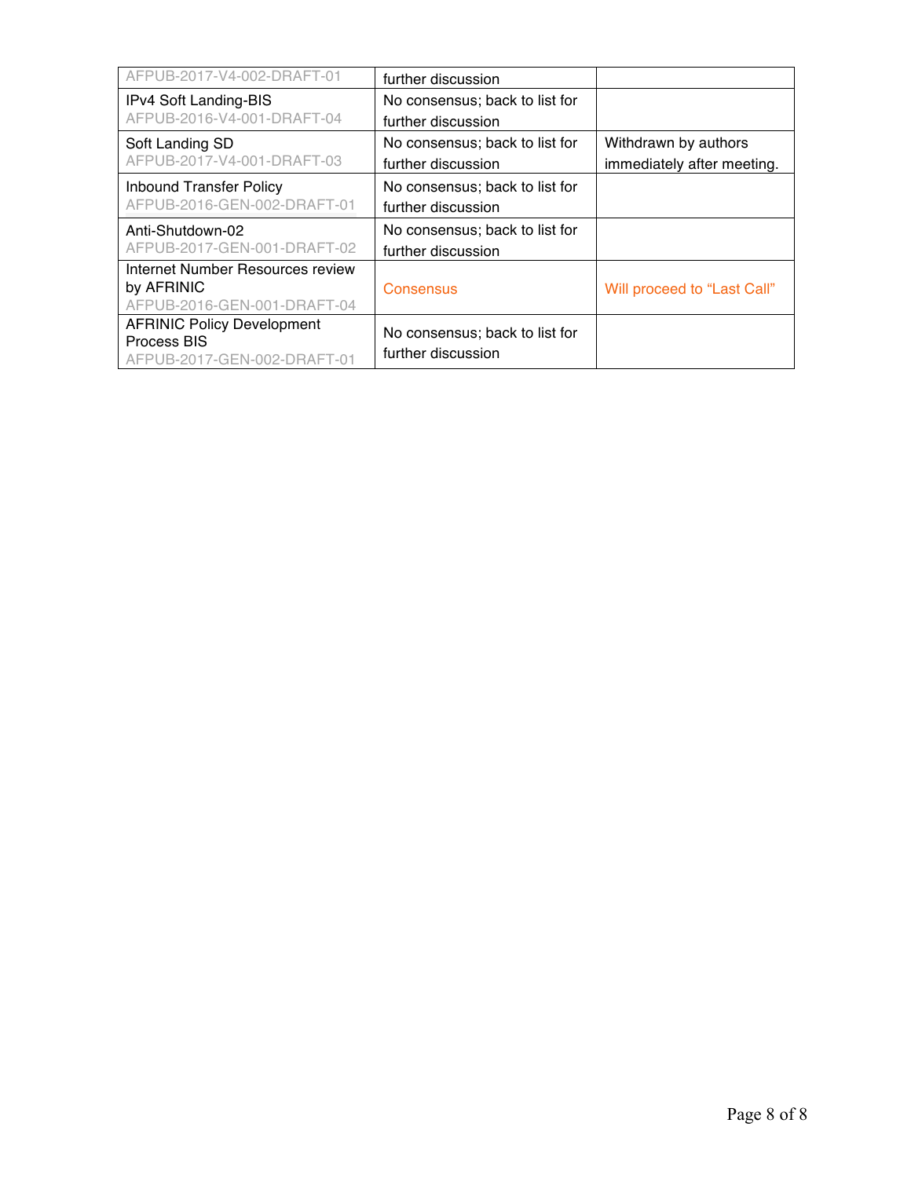| | | |
|---|---|---|
| AFPUB-2017-V4-002-DRAFT-01 | further discussion | |
| IPv4 Soft Landing-BIS<br>AFPUB-2016-V4-001-DRAFT-04 | No consensus; back to list for further discussion | |
| Soft Landing SD<br>AFPUB-2017-V4-001-DRAFT-03 | No consensus; back to list for further discussion | Withdrawn by authors immediately after meeting. |
| Inbound Transfer Policy<br>AFPUB-2016-GEN-002-DRAFT-01 | No consensus; back to list for further discussion | |
| Anti-Shutdown-02<br>AFPUB-2017-GEN-001-DRAFT-02 | No consensus; back to list for further discussion | |
| Internet Number Resources review by AFRINIC<br>AFPUB-2016-GEN-001-DRAFT-04 | Consensus | Will proceed to "Last Call" |
| AFRINIC Policy Development Process BIS<br>AFPUB-2017-GEN-002-DRAFT-01 | No consensus; back to list for further discussion | |